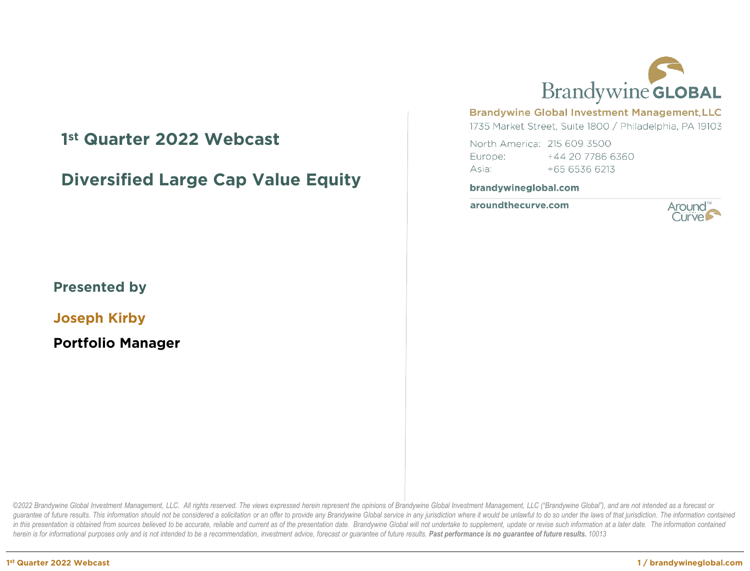# 1st Quarter 2022 Webcast

# Diversified Large Cap Value Equity

**Presented by**

**Joseph Kirby**

**Portfolio Manager**

Brandywine GLOBAL

**Brandywine Global Investment Management, LLC**

1735 Market Street, Suite 1800 / Philadelphia, PA 19103

North America: 215 609 3500
Europe: +44 20 7786 6360
Asia: +65 6536 6213

**brandywineglobal.com**

**aroundthecurve.com**

Around the Curve™

*©2022 Brandywine Global Investment Management, LLC. All rights reserved. The views expressed herein represent the opinions of Brandywine Global Investment Management, LLC ("Brandywine Global"), and are not intended as a forecast or guarantee of future results. This information should not be considered a solicitation or an offer to provide any Brandywine Global service in any jurisdiction where it would be unlawful to do so under the laws of that jurisdiction. The information contained in this presentation is obtained from sources believed to be accurate, reliable and current as of the presentation date. Brandywine Global will not undertake to supplement, update or revise such information at a later date. The information contained herein is for informational purposes only and is not intended to be a recommendation, investment advice, forecast or guarantee of future results.* ***Past performance is no guarantee of future results.*** *10013*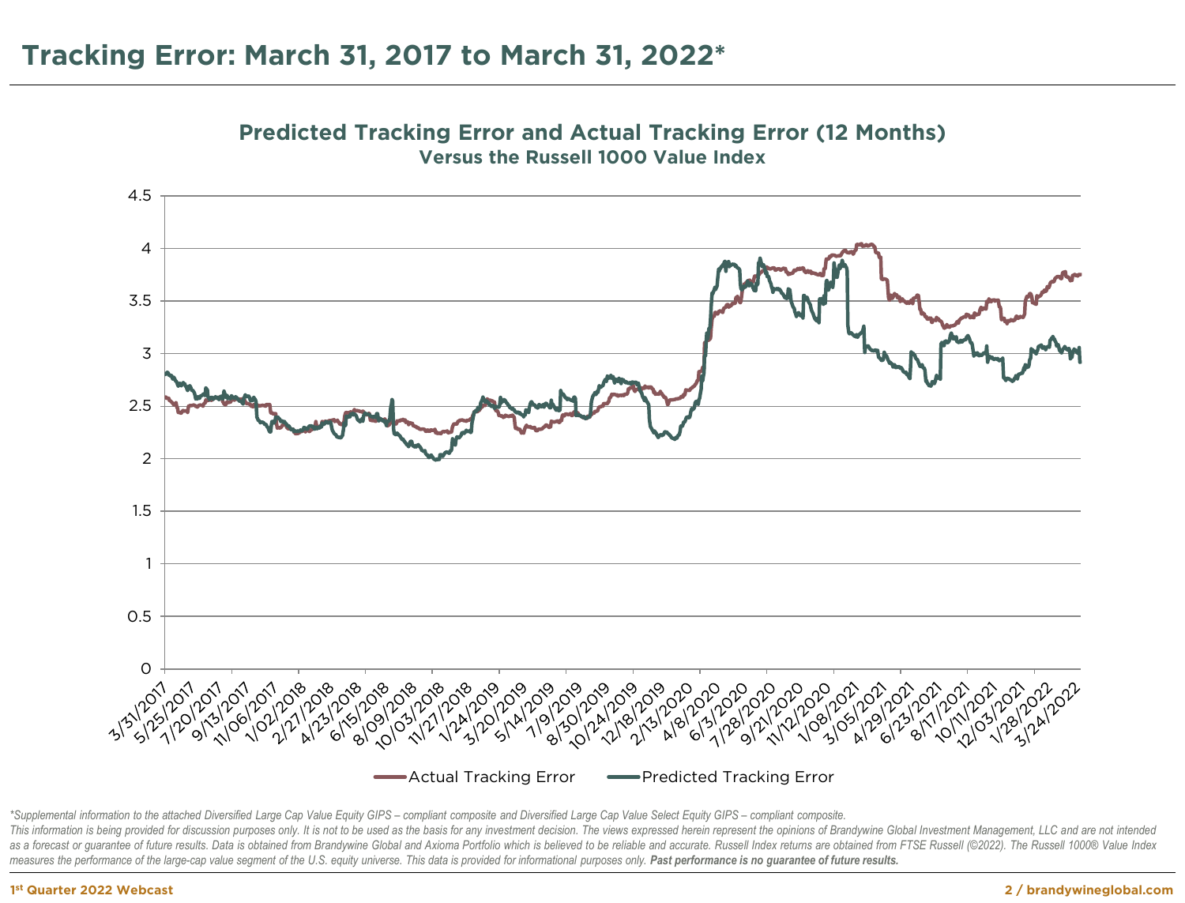# Tracking Error: March 31, 2017 to March 31, 2022*

## Predicted Tracking Error and Actual Tracking Error (12 Months)

### Versus the Russell 1000 Value Index

Actual Tracking Error — Predicted Tracking Error

*Supplemental information to the attached Diversified Large Cap Value Equity GIPS – compliant composite and Diversified Large Cap Value Select Equity GIPS – compliant composite.*

*This information is being provided for discussion purposes only. It is not to be used as the basis for any investment decision. The views expressed herein represent the opinions of Brandywine Global Investment Management, LLC and are not intended as a forecast or guarantee of future results. Data is obtained from Brandywine Global and Axioma Portfolio which is believed to be reliable and accurate. Russell Index returns are obtained from FTSE Russell (©2022). The Russell 1000® Value Index measures the performance of the large-cap value segment of the U.S. equity universe. This data is provided for informational purposes only.* ***Past performance is no guarantee of future results.***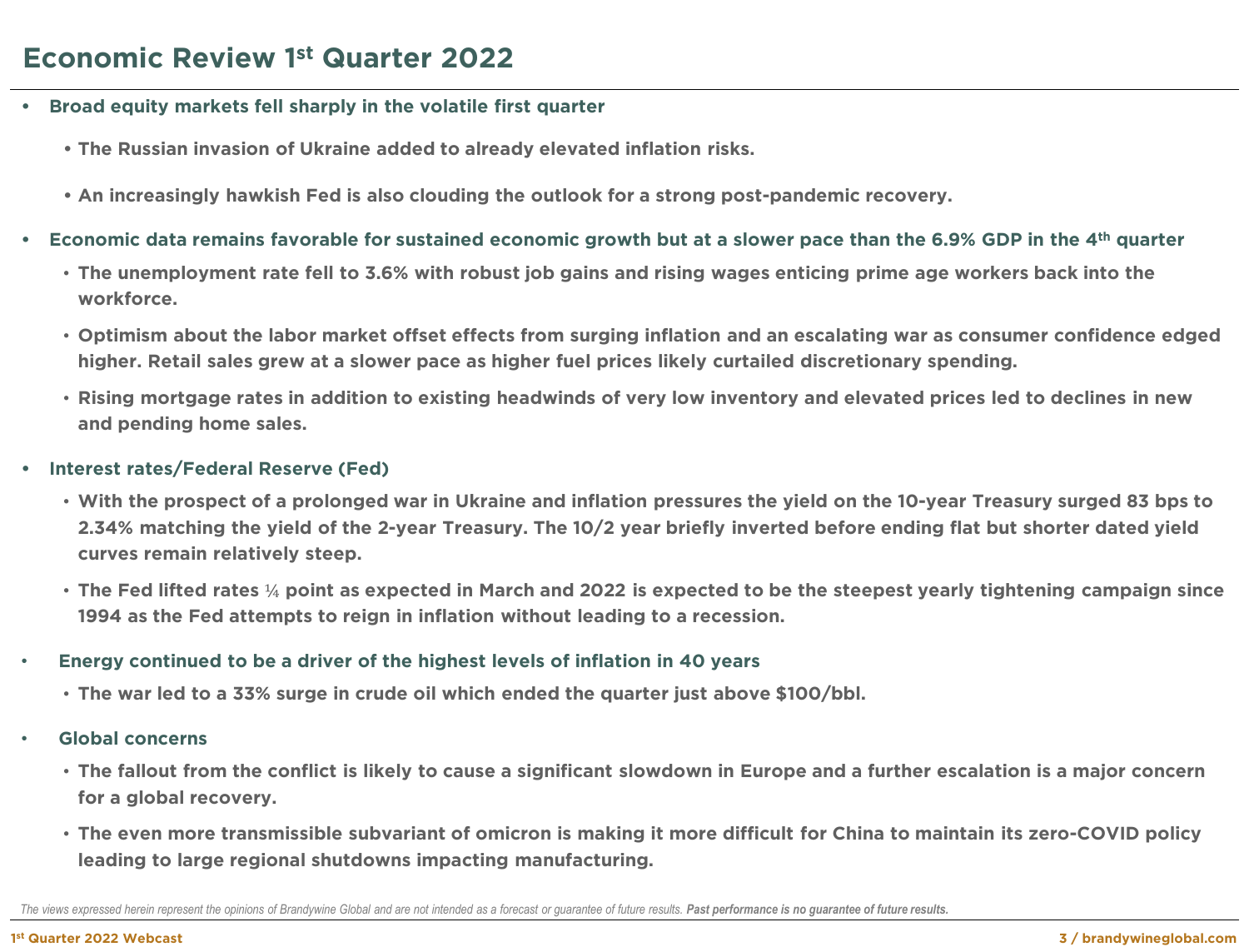# Economic Review 1st Quarter 2022

- **Broad equity markets fell sharply in the volatile first quarter**
  - **The Russian invasion of Ukraine added to already elevated inflation risks.**
  - **An increasingly hawkish Fed is also clouding the outlook for a strong post-pandemic recovery.**
- **Economic data remains favorable for sustained economic growth but at a slower pace than the 6.9% GDP in the 4th quarter**
  - **The unemployment rate fell to 3.6% with robust job gains and rising wages enticing prime age workers back into the workforce.**
  - **Optimism about the labor market offset effects from surging inflation and an escalating war as consumer confidence edged higher. Retail sales grew at a slower pace as higher fuel prices likely curtailed discretionary spending.**
  - **Rising mortgage rates in addition to existing headwinds of very low inventory and elevated prices led to declines in new and pending home sales.**
- **Interest rates/Federal Reserve (Fed)**
  - **With the prospect of a prolonged war in Ukraine and inflation pressures the yield on the 10-year Treasury surged 83 bps to 2.34% matching the yield of the 2-year Treasury. The 10/2 year briefly inverted before ending flat but shorter dated yield curves remain relatively steep.**
  - **The Fed lifted rates ¼ point as expected in March and 2022 is expected to be the steepest yearly tightening campaign since 1994 as the Fed attempts to reign in inflation without leading to a recession.**
- **Energy continued to be a driver of the highest levels of inflation in 40 years**
  - **The war led to a 33% surge in crude oil which ended the quarter just above $100/bbl.**
- **Global concerns**
  - **The fallout from the conflict is likely to cause a significant slowdown in Europe and a further escalation is a major concern for a global recovery.**
  - **The even more transmissible subvariant of omicron is making it more difficult for China to maintain its zero-COVID policy leading to large regional shutdowns impacting manufacturing.**

*The views expressed herein represent the opinions of Brandywine Global and are not intended as a forecast or guarantee of future results.* ***Past performance is no guarantee of future results.***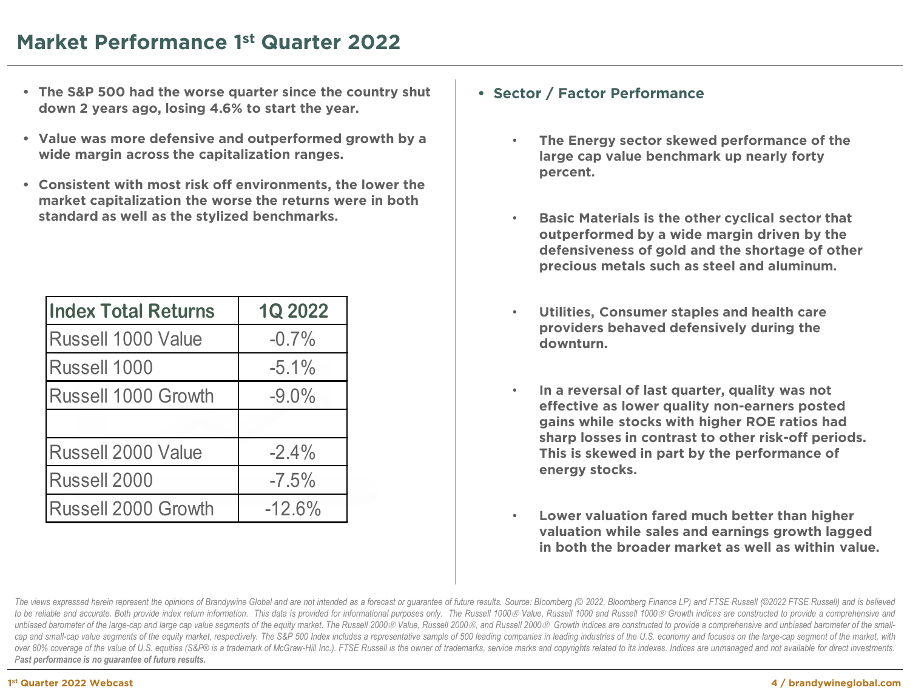# Market Performance 1st Quarter 2022

- **The S&P 500 had the worse quarter since the country shut down 2 years ago, losing 4.6% to start the year.**
- **Value was more defensive and outperformed growth by a wide margin across the capitalization ranges.**
- **Consistent with most risk off environments, the lower the market capitalization the worse the returns were in both standard as well as the stylized benchmarks.**

| Index Total Returns | 1Q 2022 |
|---|---|
| Russell 1000 Value | -0.7% |
| Russell 1000 | -5.1% |
| Russell 1000 Growth | -9.0% |
| | |
| Russell 2000 Value | -2.4% |
| Russell 2000 | -7.5% |
| Russell 2000 Growth | -12.6% |

- **Sector / Factor Performance**
  - **The Energy sector skewed performance of the large cap value benchmark up nearly forty percent.**
  - **Basic Materials is the other cyclical sector that outperformed by a wide margin driven by the defensiveness of gold and the shortage of other precious metals such as steel and aluminum.**
  - **Utilities, Consumer staples and health care providers behaved defensively during the downturn.**
  - **In a reversal of last quarter, quality was not effective as lower quality non-earners posted gains while stocks with higher ROE ratios had sharp losses in contrast to other risk-off periods. This is skewed in part by the performance of energy stocks.**
  - **Lower valuation fared much better than higher valuation while sales and earnings growth lagged in both the broader market as well as within value.**

*The views expressed herein represent the opinions of Brandywine Global and are not intended as a forecast or guarantee of future results. Source: Bloomberg (© 2022, Bloomberg Finance LP) and FTSE Russell (©2022 FTSE Russell) and is believed to be reliable and accurate. Both provide index return information. This data is provided for informational purposes only. The Russell 1000® Value, Russell 1000 and Russell 1000® Growth indices are constructed to provide a comprehensive and unbiased barometer of the large-cap and large cap value segments of the equity market. The Russell 2000® Value, Russell 2000®, and Russell 2000® Growth indices are constructed to provide a comprehensive and unbiased barometer of the small-cap and small-cap value segments of the equity market, respectively. The S&P 500 Index includes a representative sample of 500 leading companies in leading industries of the U.S. economy and focuses on the large-cap segment of the market, with over 80% coverage of the value of U.S. equities (S&P® is a trademark of McGraw-Hill Inc.). FTSE Russell is the owner of trademarks, service marks and copyrights related to its indexes. Indices are unmanaged and not available for direct investments.* ***Past performance is no guarantee of future results.***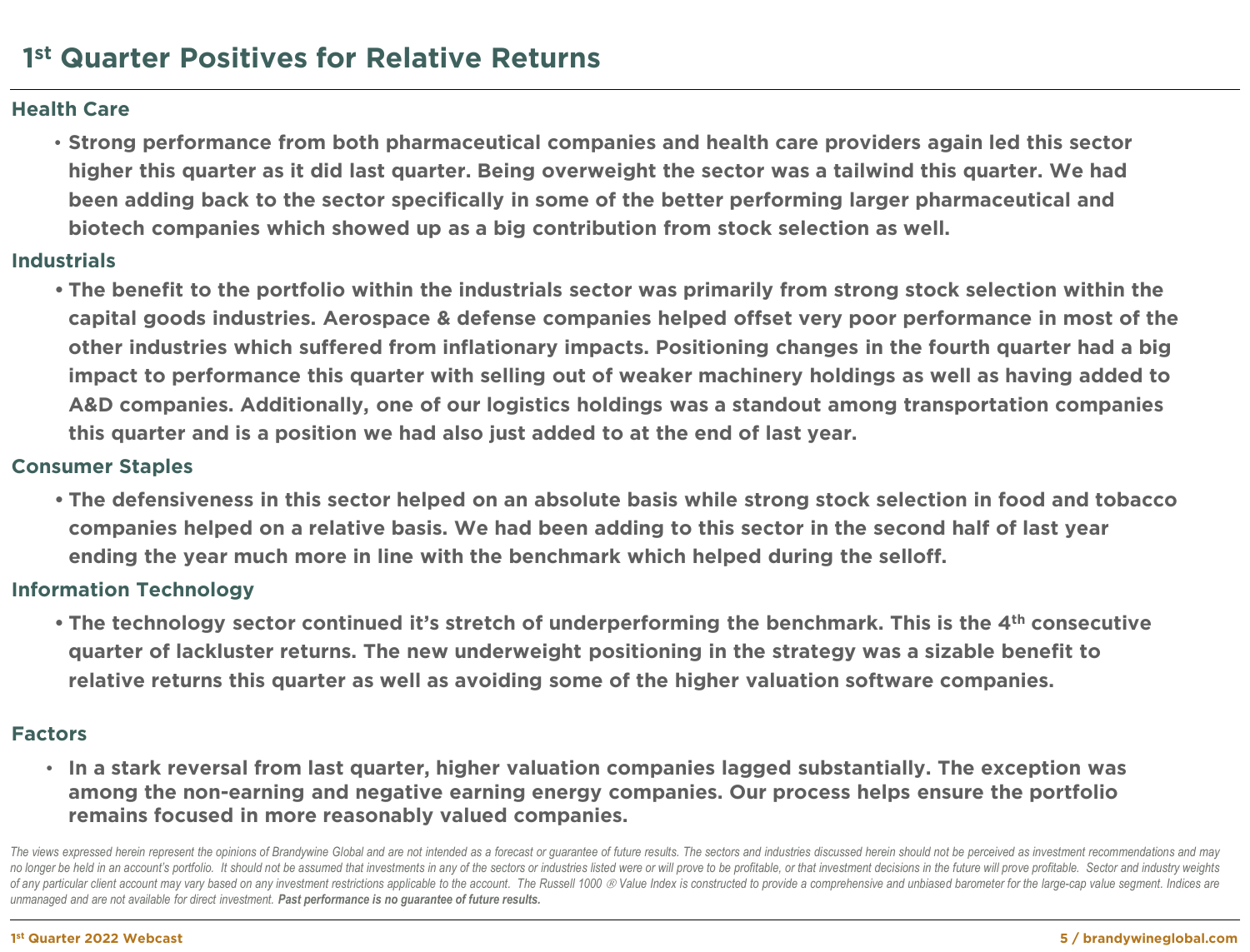# 1st Quarter Positives for Relative Returns

## Health Care

- **Strong performance from both pharmaceutical companies and health care providers again led this sector higher this quarter as it did last quarter. Being overweight the sector was a tailwind this quarter. We had been adding back to the sector specifically in some of the better performing larger pharmaceutical and biotech companies which showed up as a big contribution from stock selection as well.**

## Industrials

- **The benefit to the portfolio within the industrials sector was primarily from strong stock selection within the capital goods industries. Aerospace & defense companies helped offset very poor performance in most of the other industries which suffered from inflationary impacts. Positioning changes in the fourth quarter had a big impact to performance this quarter with selling out of weaker machinery holdings as well as having added to A&D companies. Additionally, one of our logistics holdings was a standout among transportation companies this quarter and is a position we had also just added to at the end of last year.**

## Consumer Staples

- **The defensiveness in this sector helped on an absolute basis while strong stock selection in food and tobacco companies helped on a relative basis. We had been adding to this sector in the second half of last year ending the year much more in line with the benchmark which helped during the selloff.**

## Information Technology

- **The technology sector continued it's stretch of underperforming the benchmark. This is the 4th consecutive quarter of lackluster returns. The new underweight positioning in the strategy was a sizable benefit to relative returns this quarter as well as avoiding some of the higher valuation software companies.**

## Factors

- **In a stark reversal from last quarter, higher valuation companies lagged substantially. The exception was among the non-earning and negative earning energy companies. Our process helps ensure the portfolio remains focused in more reasonably valued companies.**

*The views expressed herein represent the opinions of Brandywine Global and are not intended as a forecast or guarantee of future results. The sectors and industries discussed herein should not be perceived as investment recommendations and may no longer be held in an account's portfolio. It should not be assumed that investments in any of the sectors or industries listed were or will prove to be profitable, or that investment decisions in the future will prove profitable. Sector and industry weights of any particular client account may vary based on any investment restrictions applicable to the account. The Russell 1000 ® Value Index is constructed to provide a comprehensive and unbiased barometer for the large-cap value segment. Indices are unmanaged and are not available for direct investment.* ***Past performance is no guarantee of future results.***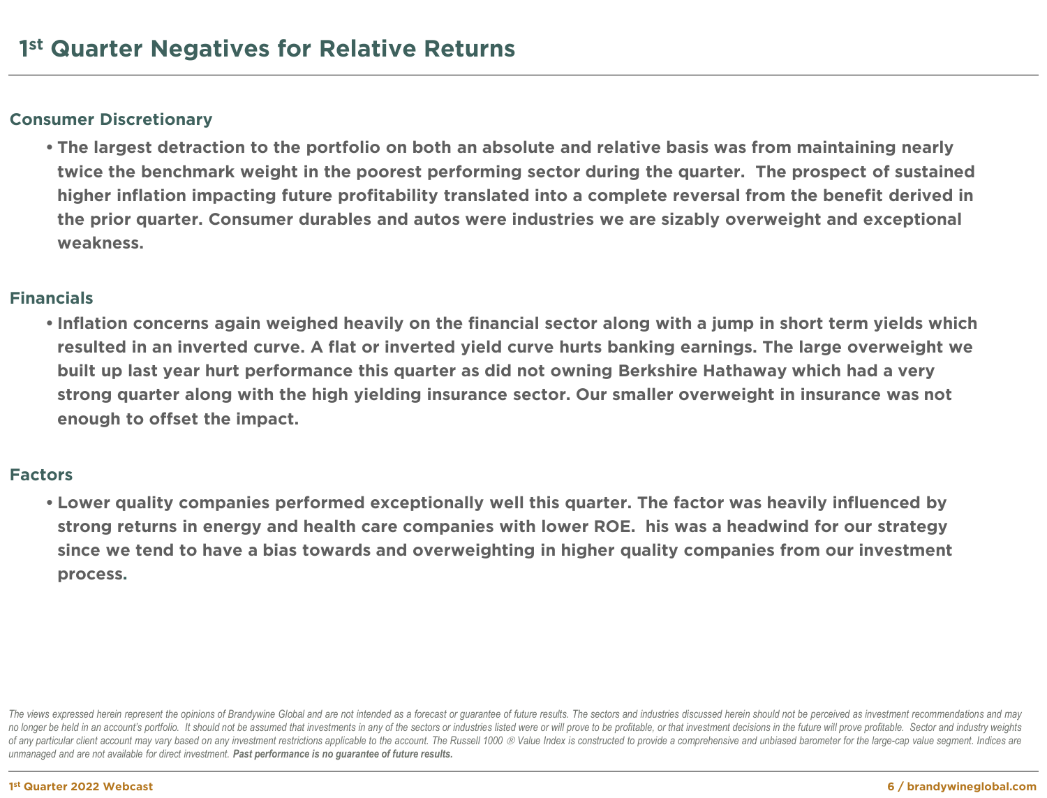# 1st Quarter Negatives for Relative Returns

## Consumer Discretionary

- The largest detraction to the portfolio on both an absolute and relative basis was from maintaining nearly twice the benchmark weight in the poorest performing sector during the quarter. The prospect of sustained higher inflation impacting future profitability translated into a complete reversal from the benefit derived in the prior quarter. Consumer durables and autos were industries we are sizably overweight and exceptional weakness.

## Financials

- Inflation concerns again weighed heavily on the financial sector along with a jump in short term yields which resulted in an inverted curve. A flat or inverted yield curve hurts banking earnings. The large overweight we built up last year hurt performance this quarter as did not owning Berkshire Hathaway which had a very strong quarter along with the high yielding insurance sector. Our smaller overweight in insurance was not enough to offset the impact.

## Factors

- Lower quality companies performed exceptionally well this quarter. The factor was heavily influenced by strong returns in energy and health care companies with lower ROE. his was a headwind for our strategy since we tend to have a bias towards and overweighting in higher quality companies from our investment process.

*The views expressed herein represent the opinions of Brandywine Global and are not intended as a forecast or guarantee of future results. The sectors and industries discussed herein should not be perceived as investment recommendations and may no longer be held in an account's portfolio. It should not be assumed that investments in any of the sectors or industries listed were or will prove to be profitable, or that investment decisions in the future will prove profitable. Sector and industry weights of any particular client account may vary based on any investment restrictions applicable to the account. The Russell 1000 ® Value Index is constructed to provide a comprehensive and unbiased barometer for the large-cap value segment. Indices are unmanaged and are not available for direct investment.* ***Past performance is no guarantee of future results.***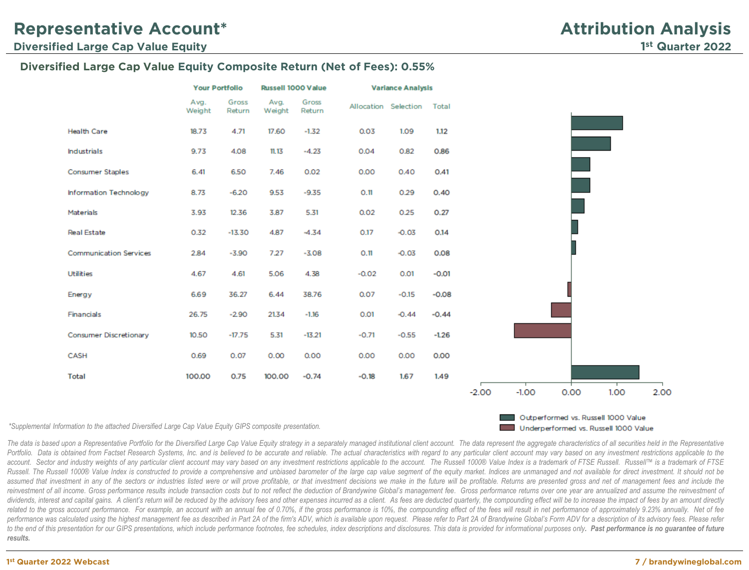# Representative Account*

## Diversified Large Cap Value Equity

# Attribution Analysis

## 1st Quarter 2022

### Diversified Large Cap Value Equity Composite Return (Net of Fees): 0.55%

| | Your Portfolio | | Russell 1000 Value | | Variance Analysis | | |
|---|---|---|---|---|---|---|---|
| | Avg. Weight | Gross Return | Avg. Weight | Gross Return | Allocation | Selection | Total |
| Health Care | 18.73 | 4.71 | 17.60 | -1.32 | 0.03 | 1.09 | 1.12 |
| Industrials | 9.73 | 4.08 | 11.13 | -4.23 | 0.04 | 0.82 | 0.86 |
| Consumer Staples | 6.41 | 6.50 | 7.46 | 0.02 | 0.00 | 0.40 | 0.41 |
| Information Technology | 8.73 | -6.20 | 9.53 | -9.35 | 0.11 | 0.29 | 0.40 |
| Materials | 3.93 | 12.36 | 3.87 | 5.31 | 0.02 | 0.25 | 0.27 |
| Real Estate | 0.32 | -13.30 | 4.87 | -4.34 | 0.17 | -0.03 | 0.14 |
| Communication Services | 2.84 | -3.90 | 7.27 | -3.08 | 0.11 | -0.03 | 0.08 |
| Utilities | 4.67 | 4.61 | 5.06 | 4.38 | -0.02 | 0.01 | -0.01 |
| Energy | 6.69 | 36.27 | 6.44 | 38.76 | 0.07 | -0.15 | -0.08 |
| Financials | 26.75 | -2.90 | 21.34 | -1.16 | 0.01 | -0.44 | -0.44 |
| Consumer Discretionary | 10.50 | -17.75 | 5.31 | -13.21 | -0.71 | -0.55 | -1.26 |
| CASH | 0.69 | 0.07 | 0.00 | 0.00 | 0.00 | 0.00 | 0.00 |
| Total | 100.00 | 0.75 | 100.00 | -0.74 | -0.18 | 1.67 | 1.49 |

Outperformed vs. Russell 1000 Value
Underperformed vs. Russell 1000 Value

*\*Supplemental Information to the attached Diversified Large Cap Value Equity GIPS composite presentation.*

*The data is based upon a Representative Portfolio for the Diversified Large Cap Value Equity strategy in a separately managed institutional client account. The data represent the aggregate characteristics of all securities held in the Representative Portfolio. Data is obtained from Factset Research Systems, Inc. and is believed to be accurate and reliable. The actual characteristics with regard to any particular client account may vary based on any investment restrictions applicable to the account. Sector and industry weights of any particular client account may vary based on any investment restrictions applicable to the account. The Russell 1000® Value Index is a trademark of FTSE Russell. Russell™ is a trademark of FTSE Russell. The Russell 1000® Value Index is constructed to provide a comprehensive and unbiased barometer of the large cap value segment of the equity market. Indices are unmanaged and not available for direct investment. It should not be assumed that investment in any of the sectors or industries listed were or will prove profitable, or that investment decisions we make in the future will be profitable. Returns are presented gross and net of management fees and include the reinvestment of all income. Gross performance results include transaction costs but to not reflect the deduction of Brandywine Global's management fee. Gross performance returns over one year are annualized and assume the reinvestment of dividends, interest and capital gains. A client's return will be reduced by the advisory fees and other expenses incurred as a client. As fees are deducted quarterly, the compounding effect will be to increase the impact of fees by an amount directly related to the gross account performance. For example, an account with an annual fee of 0.70%, if the gross performance is 10%, the compounding effect of the fees will result in net performance of approximately 9.23% annually. Net of fee performance was calculated using the highest management fee as described in Part 2A of the firm's ADV, which is available upon request. Please refer to Part 2A of Brandywine Global's Form ADV for a description of its advisory fees. Please refer to the end of this presentation for our GIPS presentations, which include performance footnotes, fee schedules, index descriptions and disclosures. This data is provided for informational purposes only.* ***Past performance is no guarantee of future results.***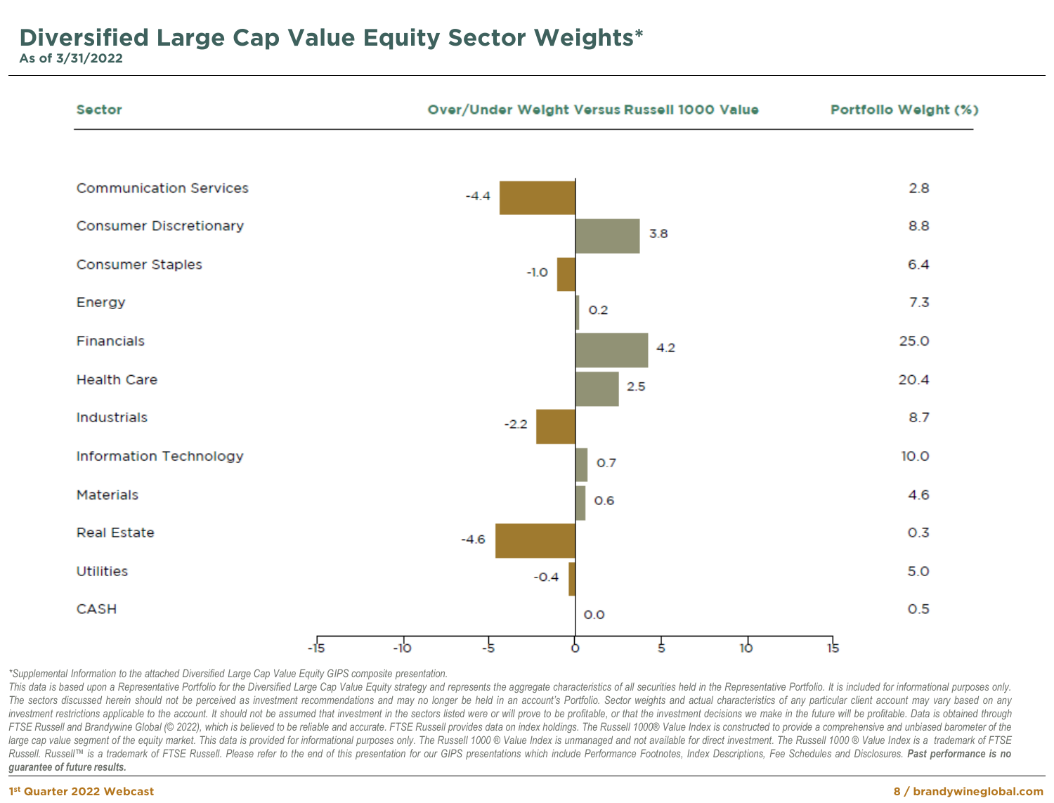# Diversified Large Cap Value Equity Sector Weights*

**As of 3/31/2022**

| Sector | Over/Under Weight Versus Russell 1000 Value | Portfolio Weight (%) |
|---|---|---|
| Communication Services | -4.4 | 2.8 |
| Consumer Discretionary | 3.8 | 8.8 |
| Consumer Staples | -1.0 | 6.4 |
| Energy | 0.2 | 7.3 |
| Financials | 4.2 | 25.0 |
| Health Care | 2.5 | 20.4 |
| Industrials | -2.2 | 8.7 |
| Information Technology | 0.7 | 10.0 |
| Materials | 0.6 | 4.6 |
| Real Estate | -4.6 | 0.3 |
| Utilities | -0.4 | 5.0 |
| CASH | 0.0 | 0.5 |

*Supplemental Information to the attached Diversified Large Cap Value Equity GIPS composite presentation.*

*This data is based upon a Representative Portfolio for the Diversified Large Cap Value Equity strategy and represents the aggregate characteristics of all securities held in the Representative Portfolio. It is included for informational purposes only. The sectors discussed herein should not be perceived as investment recommendations and may no longer be held in an account's Portfolio. Sector weights and actual characteristics of any particular client account may vary based on any investment restrictions applicable to the account. It should not be assumed that investment in the sectors listed were or will prove to be profitable, or that the investment decisions we make in the future will be profitable. Data is obtained through FTSE Russell and Brandywine Global (© 2022), which is believed to be reliable and accurate. FTSE Russell provides data on index holdings. The Russell 1000® Value Index is constructed to provide a comprehensive and unbiased barometer of the large cap value segment of the equity market. This data is provided for informational purposes only. The Russell 1000 ® Value Index is unmanaged and not available for direct investment. The Russell 1000 ® Value Index is a trademark of FTSE Russell. Russell™ is a trademark of FTSE Russell. Please refer to the end of this presentation for our GIPS presentations which include Performance Footnotes, Index Descriptions, Fee Schedules and Disclosures.* ***Past performance is no guarantee of future results.***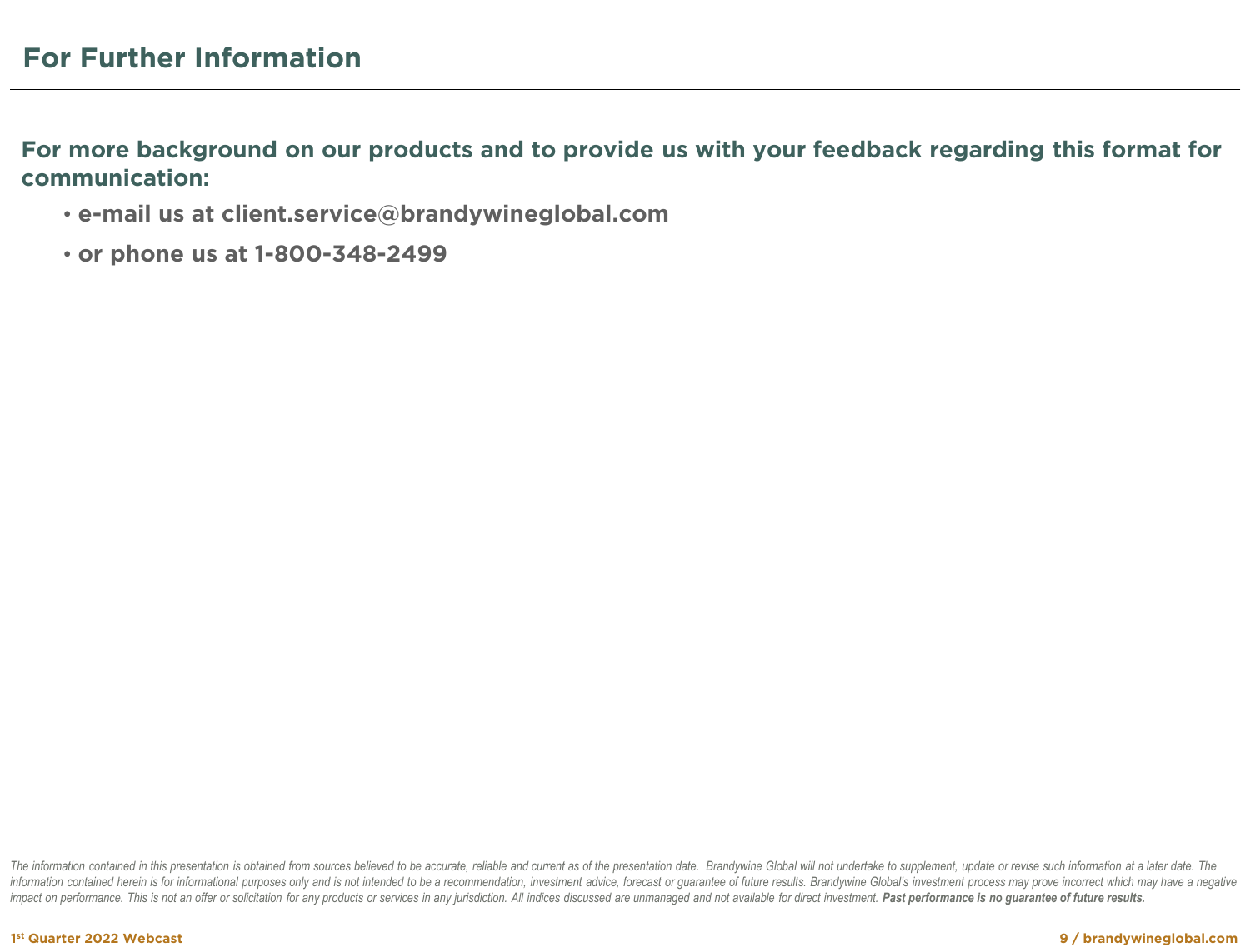# For Further Information

**For more background on our products and to provide us with your feedback regarding this format for communication:**

- **e-mail us at client.service@brandywineglobal.com**
- **or phone us at 1-800-348-2499**

*The information contained in this presentation is obtained from sources believed to be accurate, reliable and current as of the presentation date. Brandywine Global will not undertake to supplement, update or revise such information at a later date. The information contained herein is for informational purposes only and is not intended to be a recommendation, investment advice, forecast or guarantee of future results. Brandywine Global's investment process may prove incorrect which may have a negative impact on performance. This is not an offer or solicitation for any products or services in any jurisdiction. All indices discussed are unmanaged and not available for direct investment.* ***Past performance is no guarantee of future results.***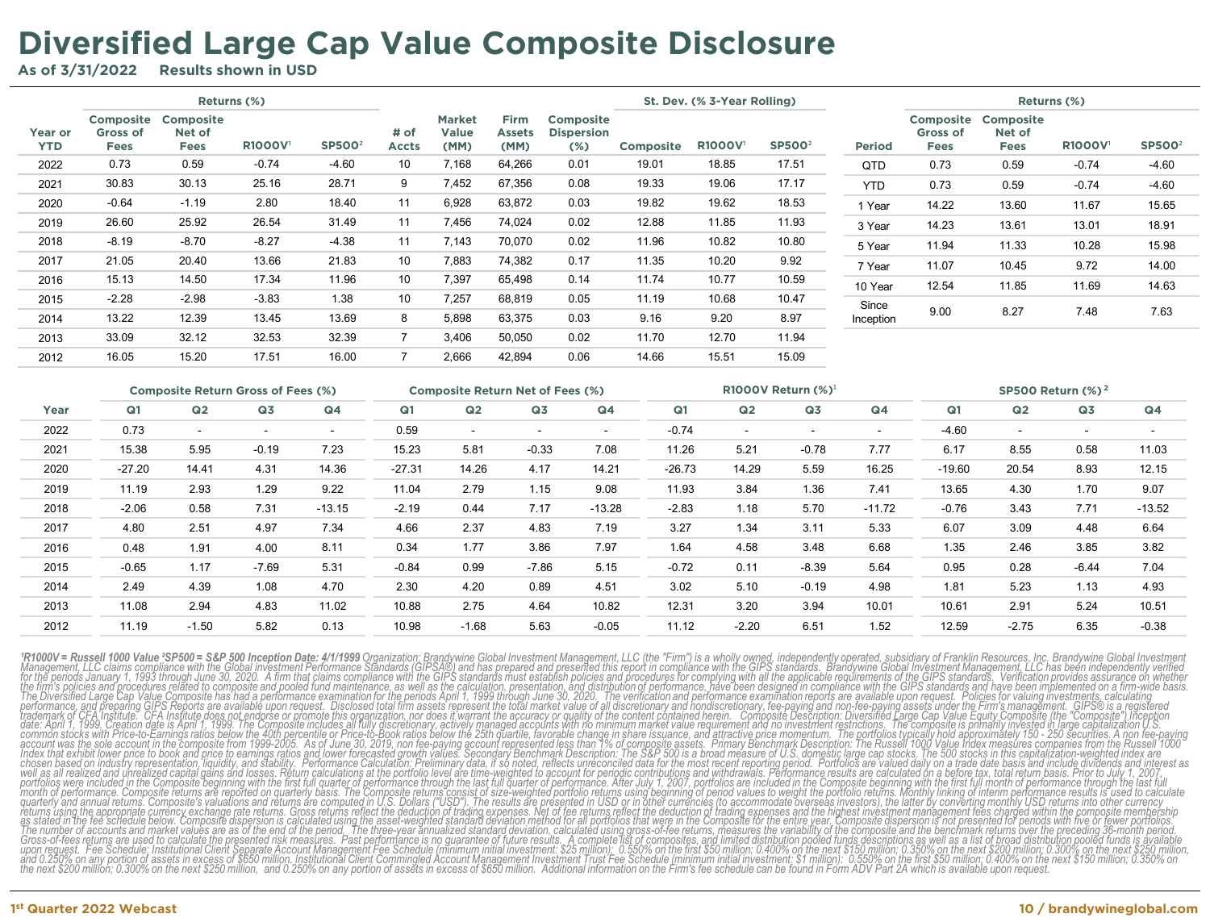# Diversified Large Cap Value Composite Disclosure

**As of 3/31/2022 Results shown in USD**

| | Returns (%) | | | | | | | | St. Dev. (% 3-Year Rolling) | | |
|---|---|---|---|---|---|---|---|---|---|---|---|
| Year or YTD | Composite Gross of Fees | Composite Net of Fees | R1000V[1] | SP500[2] | # of Accts | Market Value (MM) | Firm Assets (MM) | Composite Dispersion (%) | Composite | R1000V[1] | SP500[2] |
| 2022 | 0.73 | 0.59 | -0.74 | -4.60 | 10 | 7,168 | 64,266 | 0.01 | 19.01 | 18.85 | 17.51 |
| 2021 | 30.83 | 30.13 | 25.16 | 28.71 | 9 | 7,452 | 67,356 | 0.08 | 19.33 | 19.06 | 17.17 |
| 2020 | -0.64 | -1.19 | 2.80 | 18.40 | 11 | 6,928 | 63,872 | 0.03 | 19.82 | 19.62 | 18.53 |
| 2019 | 26.60 | 25.92 | 26.54 | 31.49 | 11 | 7,456 | 74,024 | 0.02 | 12.88 | 11.85 | 11.93 |
| 2018 | -8.19 | -8.70 | -8.27 | -4.38 | 11 | 7,143 | 70,070 | 0.02 | 11.96 | 10.82 | 10.80 |
| 2017 | 21.05 | 20.40 | 13.66 | 21.83 | 10 | 7,883 | 74,382 | 0.17 | 11.35 | 10.20 | 9.92 |
| 2016 | 15.13 | 14.50 | 17.34 | 11.96 | 10 | 7,397 | 65,498 | 0.14 | 11.74 | 10.77 | 10.59 |
| 2015 | -2.28 | -2.98 | -3.83 | 1.38 | 10 | 7,257 | 68,819 | 0.05 | 11.19 | 10.68 | 10.47 |
| 2014 | 13.22 | 12.39 | 13.45 | 13.69 | 8 | 5,898 | 63,375 | 0.03 | 9.16 | 9.20 | 8.97 |
| 2013 | 33.09 | 32.12 | 32.53 | 32.39 | 7 | 3,406 | 50,050 | 0.02 | 11.70 | 12.70 | 11.94 |
| 2012 | 16.05 | 15.20 | 17.51 | 16.00 | 7 | 2,666 | 42,894 | 0.06 | 14.66 | 15.51 | 15.09 |

| | Returns (%) | | | |
|---|---|---|---|---|
| Period | Composite Gross of Fees | Composite Net of Fees | R1000V[1] | SP500[2] |
| QTD | 0.73 | 0.59 | -0.74 | -4.60 |
| YTD | 0.73 | 0.59 | -0.74 | -4.60 |
| 1 Year | 14.22 | 13.60 | 11.67 | 15.65 |
| 3 Year | 14.23 | 13.61 | 13.01 | 18.91 |
| 5 Year | 11.94 | 11.33 | 10.28 | 15.98 |
| 7 Year | 11.07 | 10.45 | 9.72 | 14.00 |
| 10 Year | 12.54 | 11.85 | 11.69 | 14.63 |
| Since Inception | 9.00 | 8.27 | 7.48 | 7.63 |

| | Composite Return Gross of Fees (%) | | | | Composite Return Net of Fees (%) | | | | R1000V Return (%)[1] | | | | SP500 Return (%)[2] | | | |
|---|---|---|---|---|---|---|---|---|---|---|---|---|---|---|---|---|
| Year | Q1 | Q2 | Q3 | Q4 | Q1 | Q2 | Q3 | Q4 | Q1 | Q2 | Q3 | Q4 | Q1 | Q2 | Q3 | Q4 |
| 2022 | 0.73 | - | - | - | 0.59 | - | - | - | -0.74 | - | - | - | -4.60 | - | - | - |
| 2021 | 15.38 | 5.95 | -0.19 | 7.23 | 15.23 | 5.81 | -0.33 | 7.08 | 11.26 | 5.21 | -0.78 | 7.77 | 6.17 | 8.55 | 0.58 | 11.03 |
| 2020 | -27.20 | 14.41 | 4.31 | 14.36 | -27.31 | 14.26 | 4.17 | 14.21 | -26.73 | 14.29 | 5.59 | 16.25 | -19.60 | 20.54 | 8.93 | 12.15 |
| 2019 | 11.19 | 2.93 | 1.29 | 9.22 | 11.04 | 2.79 | 1.15 | 9.08 | 11.93 | 3.84 | 1.36 | 7.41 | 13.65 | 4.30 | 1.70 | 9.07 |
| 2018 | -2.06 | 0.58 | 7.31 | -13.15 | -2.19 | 0.44 | 7.17 | -13.28 | -2.83 | 1.18 | 5.70 | -11.72 | -0.76 | 3.43 | 7.71 | -13.52 |
| 2017 | 4.80 | 2.51 | 4.97 | 7.34 | 4.66 | 2.37 | 4.83 | 7.19 | 3.27 | 1.34 | 3.11 | 5.33 | 6.07 | 3.09 | 4.48 | 6.64 |
| 2016 | 0.48 | 1.91 | 4.00 | 8.11 | 0.34 | 1.77 | 3.86 | 7.97 | 1.64 | 4.58 | 3.48 | 6.68 | 1.35 | 2.46 | 3.85 | 3.82 |
| 2015 | -0.65 | 1.17 | -7.69 | 5.31 | -0.84 | 0.99 | -7.86 | 5.15 | -0.72 | 0.11 | -8.39 | 5.64 | 0.95 | 0.28 | -6.44 | 7.04 |
| 2014 | 2.49 | 4.39 | 1.08 | 4.70 | 2.30 | 4.20 | 0.89 | 4.51 | 3.02 | 5.10 | -0.19 | 4.98 | 1.81 | 5.23 | 1.13 | 4.93 |
| 2013 | 11.08 | 2.94 | 4.83 | 11.02 | 10.88 | 2.75 | 4.64 | 10.82 | 12.31 | 3.20 | 3.94 | 10.01 | 10.61 | 2.91 | 5.24 | 10.51 |
| 2012 | 11.19 | -1.50 | 5.82 | 0.13 | 10.98 | -1.68 | 5.63 | -0.05 | 11.12 | -2.20 | 6.51 | 1.52 | 12.59 | -2.75 | 6.35 | -0.38 |

***[1]R1000V = Russell 1000 Value [2]SP500 = S&P 500 Inception Date: 4/1/1999*** *Organization: Brandywine Global Investment Management, LLC (the "Firm") is a wholly owned, independently operated, subsidiary of Franklin Resources, Inc. Brandywine Global Investment Management, LLC claims compliance with the Global Investment Performance Standards (GIPS®) and has prepared and presented this report in compliance with the GIPS standards. Brandywine Global Investment Management, LLC has been independently verified for the periods January 1, 1993 through June 30, 2020. A firm that claims compliance with the GIPS standards must establish policies and procedures for complying with all the applicable requirements of the GIPS standards. Verification provides assurance on whether the firm's policies and procedures related to composite and pooled fund maintenance, as well as the calculation, presentation, and distribution of performance, have been designed in compliance with the GIPS standards and have been implemented on a firm-wide basis. The Diversified Large Cap Value Composite has had a performance examination for the periods April 1, 1999 through June 30, 2020. The verification and performance examination reports are available upon request. Policies for valuing investments, calculating performance, and preparing GIPS Reports are available upon request. Disclosed total firm assets represent the total market value of all discretionary and nondiscretionary, fee-paying and non-fee-paying assets under the Firm's management. GIPS® is a registered trademark of CFA Institute. CFA Institute does not endorse or promote this organization, nor does it warrant the accuracy or quality of the content contained herein. Composite Description: Diversified Large Cap Value Equity Composite (the "Composite") Inception date: April 1, 1999. Creation date is April 1, 1999. The Composite includes all fully discretionary, actively managed accounts with no minimum market value requirement and no investment restrictions. The composite is primarily invested in large capitalization U.S. common stocks with Price-to-Earnings ratios below the 40th percentile or Price-to-Book ratios below the 25th quartile, favorable change in share issuance, and attractive price momentum. The portfolios typically hold approximately 150 - 250 securities. A non fee-paying account was the sole account in the composite from 1999-2005. As of June 30, 2019, non fee-paying account represented less than 1% of composite assets. Primary Benchmark Description: The Russell 1000 Value Index measures companies from the Russell 1000 Index that exhibit lower price to book and price to earnings ratios and lower forecasted growth values. Secondary Benchmark Description: The S&P 500 is a broad measure of U.S. domestic large cap stocks. The 500 stocks in this capitalization-weighted index are chosen based on industry representation, liquidity, and stability. Performance Calculation: Preliminary data, if so noted, reflects unreconciled data for the most recent reporting period. Portfolios are valued daily on a trade date basis and include dividends and interest as well as all realized and unrealized capital gains and losses. Return calculations at the portfolio level are time-weighted to account for periodic contributions and withdrawals. Performance results are calculated on a before tax, total return basis. Prior to July 1, 2007, portfolios were included in the Composite beginning with the first full quarter of performance through the last full quarter of performance. After July 1, 2007, portfolios are included in the Composite beginning with the first full month of performance through the last full month of performance. Composite returns are reported on quarterly basis. The Composite returns consist of size-weighted portfolio returns using beginning of period values to weight the portfolio returns. Monthly linking of interim performance results is used to calculate quarterly and annual returns. Composite's valuations and returns are computed in U.S. Dollars ("USD"). The results are presented in USD or in other currencies (to accommodate overseas investors), the latter by converting monthly USD returns into other currency returns using the appropriate currency exchange rate returns. Gross returns reflect the deduction of trading expenses. Net of fee returns reflect the deduction of trading expenses and the highest investment management fees charged within the composite membership as stated in the fee schedule below. Composite dispersion is calculated using the asset-weighted standard deviation method for all portfolios that were in the Composite for the entire year. Composite dispersion is not presented for periods with five or fewer portfolios. The number of accounts and market values are as of the end of the period. The three-year annualized standard deviation, calculated using gross-of-fee returns, measures the variability of the composite and the benchmark returns over the preceding 36-month period. Gross-of-fees returns are used to calculate the presented risk measures. Past performance is no guarantee of future results. A complete list of composites, and limited distribution pooled funds descriptions as well as a list of broad distribution pooled funds is available upon request. Fee Schedule: Institutional Client Separate Account Management Fee Schedule (minimum initial investment: $25 million): 0.550% on the first $50 million; 0.400% on the next $150 million; 0.350% on the next $200 million; 0.300% on the next $250 million, and 0.250% on any portion of assets in excess of $650 million. Institutional Client Commingled Account Management Investment Trust Fee Schedule (minimum initial investment; $1 million): 0.550% on the first $50 million; 0.400% on the next $150 million; 0.350% on the next $200 million; 0.300% on the next $250 million, and 0.250% on any portion of assets in excess of $650 million. Additional information on the Firm's fee schedule can be found in Form ADV Part 2A which is available upon request.*